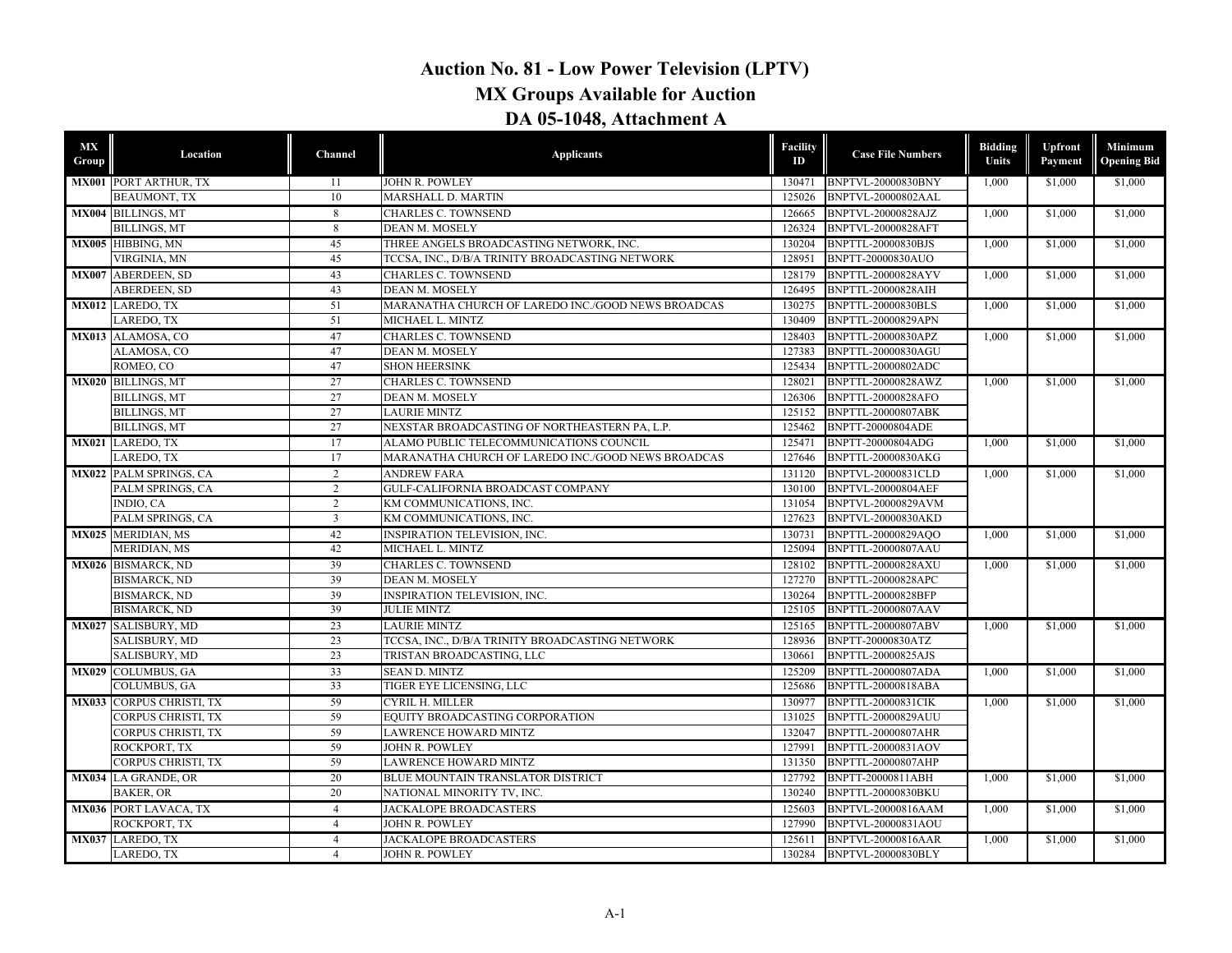# Auction No. 81 - Low Power Television (LPTV)

## MX Groups Available for Auction

## DA 05-1048, Attachment A

| MX Group | Location | Channel | Applicants | Facility ID | Case File Numbers | Bidding Units | Upfront Payment | Minimum Opening Bid |
|---|---|---|---|---|---|---|---|---|
| **MX001** | PORT ARTHUR, TX | 11 | JOHN R. POWLEY | 130471 | BNPTVL-20000830BNY | 1,000 | $1,000 | $1,000 |
| | BEAUMONT, TX | 10 | MARSHALL D. MARTIN | 125026 | BNPTVL-20000802AAL | | | |
| **MX004** | BILLINGS, MT | 8 | CHARLES C. TOWNSEND | 126665 | BNPTVL-20000828AJZ | 1,000 | $1,000 | $1,000 |
| | BILLINGS, MT | 8 | DEAN M. MOSELY | 126324 | BNPTVL-20000828AFT | | | |
| **MX005** | HIBBING, MN | 45 | THREE ANGELS BROADCASTING NETWORK, INC. | 130204 | BNPTTL-20000830BJS | 1,000 | $1,000 | $1,000 |
| | VIRGINIA, MN | 45 | TCCSA, INC., D/B/A TRINITY BROADCASTING NETWORK | 128951 | BNPTT-20000830AUO | | | |
| **MX007** | ABERDEEN, SD | 43 | CHARLES C. TOWNSEND | 128179 | BNPTTL-20000828AYV | 1,000 | $1,000 | $1,000 |
| | ABERDEEN, SD | 43 | DEAN M. MOSELY | 126495 | BNPTTL-20000828AIH | | | |
| **MX012** | LAREDO, TX | 51 | MARANATHA CHURCH OF LAREDO INC./GOOD NEWS BROADCAS | 130275 | BNPTTL-20000830BLS | 1,000 | $1,000 | $1,000 |
| | LAREDO, TX | 51 | MICHAEL L. MINTZ | 130409 | BNPTTL-20000829APN | | | |
| **MX013** | ALAMOSA, CO | 47 | CHARLES C. TOWNSEND | 128403 | BNPTTL-20000830APZ | 1,000 | $1,000 | $1,000 |
| | ALAMOSA, CO | 47 | DEAN M. MOSELY | 127383 | BNPTTL-20000830AGU | | | |
| | ROMEO, CO | 47 | SHON HEERSINK | 125434 | BNPTTL-20000802ADC | | | |
| **MX020** | BILLINGS, MT | 27 | CHARLES C. TOWNSEND | 128021 | BNPTTL-20000828AWZ | 1,000 | $1,000 | $1,000 |
| | BILLINGS, MT | 27 | DEAN M. MOSELY | 126306 | BNPTTL-20000828AFO | | | |
| | BILLINGS, MT | 27 | LAURIE MINTZ | 125152 | BNPTTL-20000807ABK | | | |
| | BILLINGS, MT | 27 | NEXSTAR BROADCASTING OF NORTHEASTERN PA, L.P. | 125462 | BNPTT-20000804ADE | | | |
| **MX021** | LAREDO, TX | 17 | ALAMO PUBLIC TELECOMMUNICATIONS COUNCIL | 125471 | BNPTT-20000804ADG | 1,000 | $1,000 | $1,000 |
| | LAREDO, TX | 17 | MARANATHA CHURCH OF LAREDO INC./GOOD NEWS BROADCAS | 127646 | BNPTTL-20000830AKG | | | |
| **MX022** | PALM SPRINGS, CA | 2 | ANDREW FARA | 131120 | BNPTVL-20000831CLD | 1,000 | $1,000 | $1,000 |
| | PALM SPRINGS, CA | 2 | GULF-CALIFORNIA BROADCAST COMPANY | 130100 | BNPTVL-20000804AEF | | | |
| | INDIO, CA | 2 | KM COMMUNICATIONS, INC. | 131054 | BNPTVL-20000829AVM | | | |
| | PALM SPRINGS, CA | 3 | KM COMMUNICATIONS, INC. | 127623 | BNPTVL-20000830AKD | | | |
| **MX025** | MERIDIAN, MS | 42 | INSPIRATION TELEVISION, INC. | 130731 | BNPTTL-20000829AQO | 1,000 | $1,000 | $1,000 |
| | MERIDIAN, MS | 42 | MICHAEL L. MINTZ | 125094 | BNPTTL-20000807AAU | | | |
| **MX026** | BISMARCK, ND | 39 | CHARLES C. TOWNSEND | 128102 | BNPTTL-20000828AXU | 1,000 | $1,000 | $1,000 |
| | BISMARCK, ND | 39 | DEAN M. MOSELY | 127270 | BNPTTL-20000828APC | | | |
| | BISMARCK, ND | 39 | INSPIRATION TELEVISION, INC. | 130264 | BNPTTL-20000828BFP | | | |
| | BISMARCK, ND | 39 | JULIE MINTZ | 125105 | BNPTTL-20000807AAV | | | |
| **MX027** | SALISBURY, MD | 23 | LAURIE MINTZ | 125165 | BNPTTL-20000807ABV | 1,000 | $1,000 | $1,000 |
| | SALISBURY, MD | 23 | TCCSA, INC., D/B/A TRINITY BROADCASTING NETWORK | 128936 | BNPTT-20000830ATZ | | | |
| | SALISBURY, MD | 23 | TRISTAN BROADCASTING, LLC | 130661 | BNPTTL-20000825AJS | | | |
| **MX029** | COLUMBUS, GA | 33 | SEAN D. MINTZ | 125209 | BNPTTL-20000807ADA | 1,000 | $1,000 | $1,000 |
| | COLUMBUS, GA | 33 | TIGER EYE LICENSING, LLC | 125686 | BNPTTL-20000818ABA | | | |
| **MX033** | CORPUS CHRISTI, TX | 59 | CYRIL H. MILLER | 130977 | BNPTTL-20000831CIK | 1,000 | $1,000 | $1,000 |
| | CORPUS CHRISTI, TX | 59 | EQUITY BROADCASTING CORPORATION | 131025 | BNPTTL-20000829AUU | | | |
| | CORPUS CHRISTI, TX | 59 | LAWRENCE HOWARD MINTZ | 132047 | BNPTTL-20000807AHR | | | |
| | ROCKPORT, TX | 59 | JOHN R. POWLEY | 127991 | BNPTTL-20000831AOV | | | |
| | CORPUS CHRISTI, TX | 59 | LAWRENCE HOWARD MINTZ | 131350 | BNPTTL-20000807AHP | | | |
| **MX034** | LA GRANDE, OR | 20 | BLUE MOUNTAIN TRANSLATOR DISTRICT | 127792 | BNPTT-20000811ABH | 1,000 | $1,000 | $1,000 |
| | BAKER, OR | 20 | NATIONAL MINORITY TV, INC. | 130240 | BNPTTL-20000830BKU | | | |
| **MX036** | PORT LAVACA, TX | 4 | JACKALOPE BROADCASTERS | 125603 | BNPTVL-20000816AAM | 1,000 | $1,000 | $1,000 |
| | ROCKPORT, TX | 4 | JOHN R. POWLEY | 127990 | BNPTVL-20000831AOU | | | |
| **MX037** | LAREDO, TX | 4 | JACKALOPE BROADCASTERS | 125611 | BNPTVL-20000816AAR | 1,000 | $1,000 | $1,000 |
| | LAREDO, TX | 4 | JOHN R. POWLEY | 130284 | BNPTVL-20000830BLY | | | |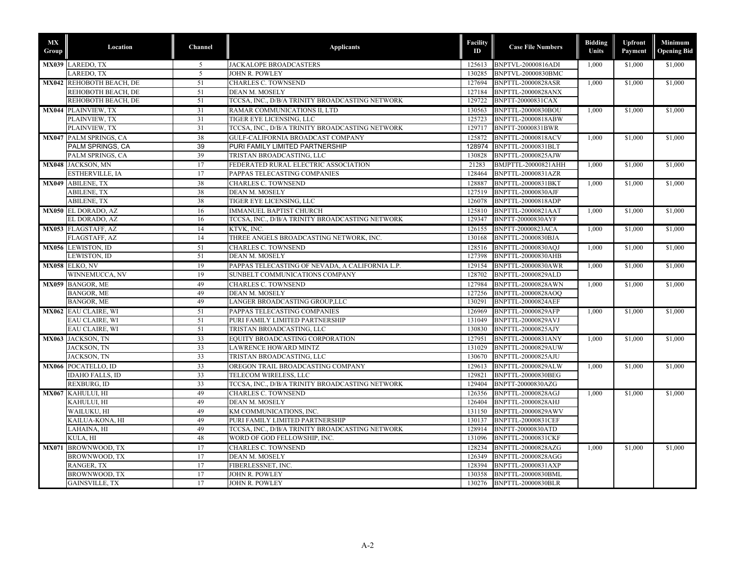| MX Group | Location | Channel | Applicants | Facility ID | Case File Numbers | Bidding Units | Upfront Payment | Minimum Opening Bid |
|---|---|---|---|---|---|---|---|---|
| MX039 | LAREDO, TX | 5 | JACKALOPE BROADCASTERS | 125613 | BNPTVL-20000816ADI | 1,000 | $1,000 | $1,000 |
| | LAREDO, TX | 5 | JOHN R. POWLEY | 130285 | BNPTVL-20000830BMC | | | |
| MX042 | REHOBOTH BEACH, DE | 51 | CHARLES C. TOWNSEND | 127694 | BNPTTL-20000828ASR | 1,000 | $1,000 | $1,000 |
| | REHOBOTH BEACH, DE | 51 | DEAN M. MOSELY | 127184 | BNPTTL-20000828ANX | | | |
| | REHOBOTH BEACH, DE | 51 | TCCSA, INC., D/B/A TRINITY BROADCASTING NETWORK | 129722 | BNPTT-20000831CAX | | | |
| MX044 | PLAINVIEW, TX | 31 | RAMAR COMMUNICATIONS II, LTD | 130563 | BNPTTL-20000830BOU | 1,000 | $1,000 | $1,000 |
| | PLAINVIEW, TX | 31 | TIGER EYE LICENSING, LLC | 125723 | BNPTTL-20000818ABW | | | |
| | PLAINVIEW, TX | 31 | TCCSA, INC., D/B/A TRINITY BROADCASTING NETWORK | 129717 | BNPTT-20000831BWR | | | |
| MX047 | PALM SPRINGS, CA | 38 | GULF-CALIFORNIA BROADCAST COMPANY | 125872 | BNPTTL-20000818ACV | 1,000 | $1,000 | $1,000 |
| | PALM SPRINGS, CA | 39 | PURI FAMILY LIMITED PARTNERSHIP | 128974 | BNPTTL-20000831BLT | | | |
| | PALM SPRINGS, CA | 39 | TRISTAN BROADCASTING, LLC | 130828 | BNPTTL-20000825AJW | | | |
| MX048 | JACKSON, MN | 17 | FEDERATED RURAL ELECTRIC ASSOCIATION | 21283 | BMJPTTL-20000821AHH | 1,000 | $1,000 | $1,000 |
| | ESTHERVILLE, IA | 17 | PAPPAS TELECASTING COMPANIES | 128464 | BNPTTL-20000831AZR | | | |
| MX049 | ABILENE, TX | 38 | CHARLES C. TOWNSEND | 128887 | BNPTTL-20000831BKT | 1,000 | $1,000 | $1,000 |
| | ABILENE, TX | 38 | DEAN M. MOSELY | 127519 | BNPTTL-20000830AJF | | | |
| | ABILENE, TX | 38 | TIGER EYE LICENSING, LLC | 126078 | BNPTTL-20000818ADP | | | |
| MX050 | EL DORADO, AZ | 16 | IMMANUEL BAPTIST CHURCH | 125810 | BNPTTL-20000821AAT | 1,000 | $1,000 | $1,000 |
| | EL DORADO, AZ | 16 | TCCSA, INC., D/B/A TRINITY BROADCASTING NETWORK | 129347 | BNPTT-20000830AYF | | | |
| MX053 | FLAGSTAFF, AZ | 14 | KTVK, INC. | 126155 | BNPTT-20000823ACA | 1,000 | $1,000 | $1,000 |
| | FLAGSTAFF, AZ | 14 | THREE ANGELS BROADCASTING NETWORK, INC. | 130168 | BNPTTL-20000830BJA | | | |
| MX056 | LEWISTON, ID | 51 | CHARLES C. TOWNSEND | 128516 | BNPTTL-20000830AQJ | 1,000 | $1,000 | $1,000 |
| | LEWISTON, ID | 51 | DEAN M. MOSELY | 127398 | BNPTTL-20000830AHB | | | |
| MX058 | ELKO, NV | 19 | PAPPAS TELECASTING OF NEVADA, A CALIFORNIA L.P. | 129154 | BNPTTL-20000830AWR | 1,000 | $1,000 | $1,000 |
| | WINNEMUCCA, NV | 19 | SUNBELT COMMUNICATIONS COMPANY | 128702 | BNPTTL-20000829ALD | | | |
| MX059 | BANGOR, ME | 49 | CHARLES C. TOWNSEND | 127984 | BNPTTL-20000828AWN | 1,000 | $1,000 | $1,000 |
| | BANGOR, ME | 49 | DEAN M. MOSELY | 127256 | BNPTTL-20000828AOQ | | | |
| | BANGOR, ME | 49 | LANGER BROADCASTING GROUP,LLC | 130291 | BNPTTL-20000824AEF | | | |
| MX062 | EAU CLAIRE, WI | 51 | PAPPAS TELECASTING COMPANIES | 126969 | BNPTTL-20000829AFP | 1,000 | $1,000 | $1,000 |
| | EAU CLAIRE, WI | 51 | PURI FAMILY LIMITED PARTNERSHIP | 131049 | BNPTTL-20000829AVJ | | | |
| | EAU CLAIRE, WI | 51 | TRISTAN BROADCASTING, LLC | 130830 | BNPTTL-20000825AJY | | | |
| MX063 | JACKSON, TN | 33 | EQUITY BROADCASTING CORPORATION | 127951 | BNPTTL-20000831ANY | 1,000 | $1,000 | $1,000 |
| | JACKSON, TN | 33 | LAWRENCE HOWARD MINTZ | 131029 | BNPTTL-20000829AUW | | | |
| | JACKSON, TN | 33 | TRISTAN BROADCASTING, LLC | 130670 | BNPTTL-20000825AJU | | | |
| MX066 | POCATELLO, ID | 33 | OREGON TRAIL BROADCASTING COMPANY | 129613 | BNPTTL-20000829ALW | 1,000 | $1,000 | $1,000 |
| | IDAHO FALLS, ID | 33 | TELECOM WIRELESS, LLC | 129821 | BNPTTL-20000830BEG | | | |
| | REXBURG, ID | 33 | TCCSA, INC., D/B/A TRINITY BROADCASTING NETWORK | 129404 | BNPTT-20000830AZG | | | |
| MX067 | KAHULUI, HI | 49 | CHARLES C. TOWNSEND | 126356 | BNPTTL-20000828AGJ | 1,000 | $1,000 | $1,000 |
| | KAHULUI, HI | 49 | DEAN M. MOSELY | 126404 | BNPTTL-20000828AHJ | | | |
| | WAILUKU, HI | 49 | KM COMMUNICATIONS, INC. | 131150 | BNPTTL-20000829AWV | | | |
| | KAILUA-KONA, HI | 49 | PURI FAMILY LIMITED PARTNERSHIP | 130137 | BNPTTL-20000831CEF | | | |
| | LAHAINA, HI | 49 | TCCSA, INC., D/B/A TRINITY BROADCASTING NETWORK | 128914 | BNPTT-20000830ATD | | | |
| | KULA, HI | 48 | WORD OF GOD FELLOWSHIP, INC. | 131096 | BNPTTL-20000831CKF | | | |
| MX071 | BROWNWOOD, TX | 17 | CHARLES C. TOWNSEND | 128234 | BNPTTL-20000828AZG | 1,000 | $1,000 | $1,000 |
| | BROWNWOOD, TX | 17 | DEAN M. MOSELY | 126349 | BNPTTL-20000828AGG | | | |
| | RANGER, TX | 17 | FIBERLESSNET, INC. | 128394 | BNPTTL-20000831AXP | | | |
| | BROWNWOOD, TX | 17 | JOHN R. POWLEY | 130358 | BNPTTL-20000830BML | | | |
| | GAINSVILLE, TX | 17 | JOHN R. POWLEY | 130276 | BNPTTL-20000830BLR | | | |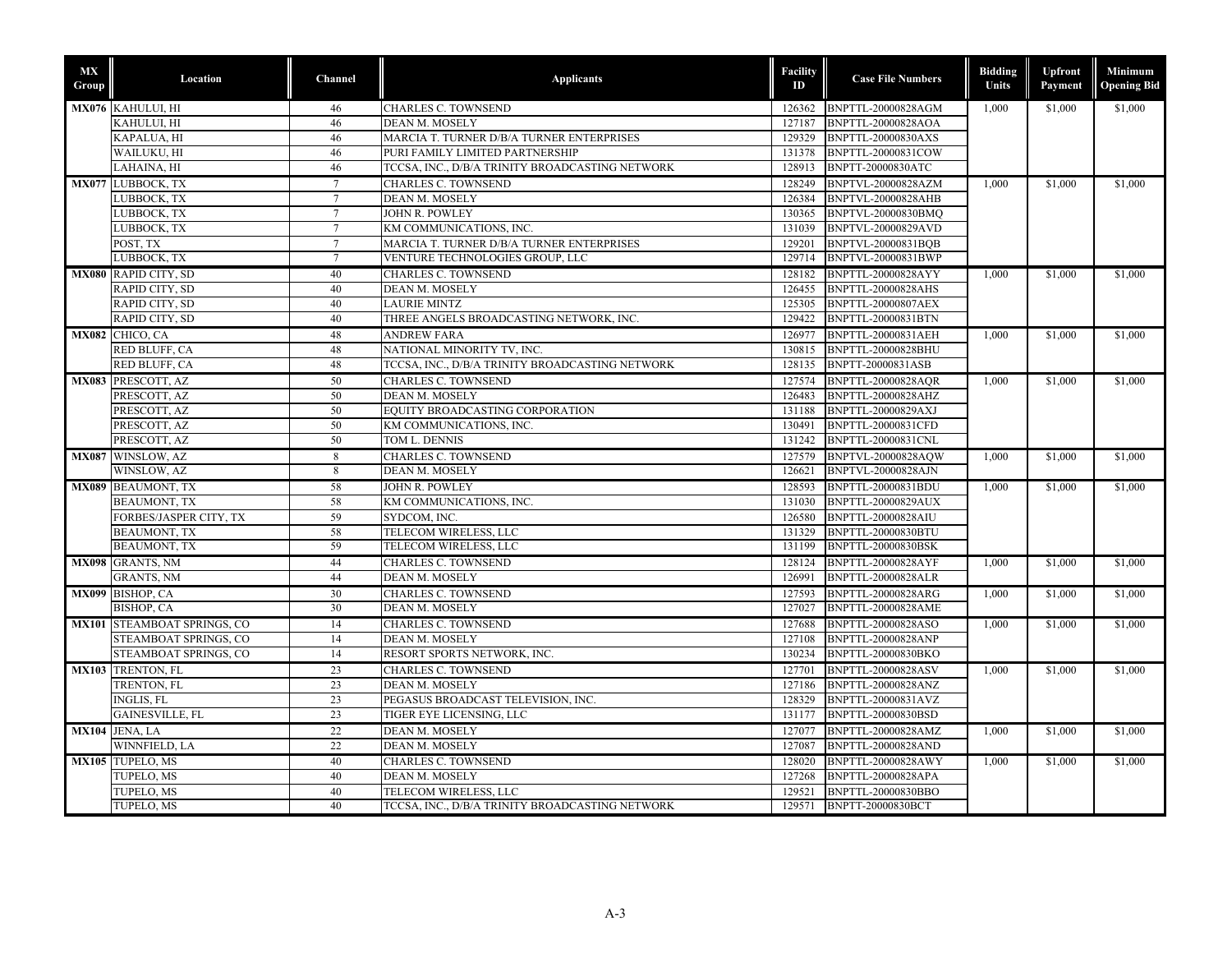| MX Group | Location | Channel | Applicants | Facility ID | Case File Numbers | Bidding Units | Upfront Payment | Minimum Opening Bid |
|---|---|---|---|---|---|---|---|---|
| MX076 | KAHULUI, HI | 46 | CHARLES C. TOWNSEND | 126362 | BNPTTL-20000828AGM | 1,000 | $1,000 | $1,000 |
| | KAHULUI, HI | 46 | DEAN M. MOSELY | 127187 | BNPTTL-20000828AOA | | | |
| | KAPALUA, HI | 46 | MARCIA T. TURNER D/B/A TURNER ENTERPRISES | 129329 | BNPTTL-20000830AXS | | | |
| | WAILUKU, HI | 46 | PURI FAMILY LIMITED PARTNERSHIP | 131378 | BNPTTL-20000831COW | | | |
| | LAHAINA, HI | 46 | TCCSA, INC., D/B/A TRINITY BROADCASTING NETWORK | 128913 | BNPTT-20000830ATC | | | |
| MX077 | LUBBOCK, TX | 7 | CHARLES C. TOWNSEND | 128249 | BNPTVL-20000828AZM | 1,000 | $1,000 | $1,000 |
| | LUBBOCK, TX | 7 | DEAN M. MOSELY | 126384 | BNPTVL-20000828AHB | | | |
| | LUBBOCK, TX | 7 | JOHN R. POWLEY | 130365 | BNPTVL-20000830BMQ | | | |
| | LUBBOCK, TX | 7 | KM COMMUNICATIONS, INC. | 131039 | BNPTVL-20000829AVD | | | |
| | POST, TX | 7 | MARCIA T. TURNER D/B/A TURNER ENTERPRISES | 129201 | BNPTVL-20000831BQB | | | |
| | LUBBOCK, TX | 7 | VENTURE TECHNOLOGIES GROUP, LLC | 129714 | BNPTVL-20000831BWP | | | |
| MX080 | RAPID CITY, SD | 40 | CHARLES C. TOWNSEND | 128182 | BNPTTL-20000828AYY | 1,000 | $1,000 | $1,000 |
| | RAPID CITY, SD | 40 | DEAN M. MOSELY | 126455 | BNPTTL-20000828AHS | | | |
| | RAPID CITY, SD | 40 | LAURIE MINTZ | 125305 | BNPTTL-20000807AEX | | | |
| | RAPID CITY, SD | 40 | THREE ANGELS BROADCASTING NETWORK, INC. | 129422 | BNPTTL-20000831BTN | | | |
| MX082 | CHICO, CA | 48 | ANDREW FARA | 126977 | BNPTTL-20000831AEH | 1,000 | $1,000 | $1,000 |
| | RED BLUFF, CA | 48 | NATIONAL MINORITY TV, INC. | 130815 | BNPTTL-20000828BHU | | | |
| | RED BLUFF, CA | 48 | TCCSA, INC., D/B/A TRINITY BROADCASTING NETWORK | 128135 | BNPTT-20000831ASB | | | |
| MX083 | PRESCOTT, AZ | 50 | CHARLES C. TOWNSEND | 127574 | BNPTTL-20000828AQR | 1,000 | $1,000 | $1,000 |
| | PRESCOTT, AZ | 50 | DEAN M. MOSELY | 126483 | BNPTTL-20000828AHZ | | | |
| | PRESCOTT, AZ | 50 | EQUITY BROADCASTING CORPORATION | 131188 | BNPTTL-20000829AXJ | | | |
| | PRESCOTT, AZ | 50 | KM COMMUNICATIONS, INC. | 130491 | BNPTTL-20000831CFD | | | |
| | PRESCOTT, AZ | 50 | TOM L. DENNIS | 131242 | BNPTTL-20000831CNL | | | |
| MX087 | WINSLOW, AZ | 8 | CHARLES C. TOWNSEND | 127579 | BNPTVL-20000828AQW | 1,000 | $1,000 | $1,000 |
| | WINSLOW, AZ | 8 | DEAN M. MOSELY | 126621 | BNPTVL-20000828AJN | | | |
| MX089 | BEAUMONT, TX | 58 | JOHN R. POWLEY | 128593 | BNPTTL-20000831BDU | 1,000 | $1,000 | $1,000 |
| | BEAUMONT, TX | 58 | KM COMMUNICATIONS, INC. | 131030 | BNPTTL-20000829AUX | | | |
| | FORBES/JASPER CITY, TX | 59 | SYDCOM, INC. | 126580 | BNPTTL-20000828AIU | | | |
| | BEAUMONT, TX | 58 | TELECOM WIRELESS, LLC | 131329 | BNPTTL-20000830BTU | | | |
| | BEAUMONT, TX | 59 | TELECOM WIRELESS, LLC | 131199 | BNPTTL-20000830BSK | | | |
| MX098 | GRANTS, NM | 44 | CHARLES C. TOWNSEND | 128124 | BNPTTL-20000828AYF | 1,000 | $1,000 | $1,000 |
| | GRANTS, NM | 44 | DEAN M. MOSELY | 126991 | BNPTTL-20000828ALR | | | |
| MX099 | BISHOP, CA | 30 | CHARLES C. TOWNSEND | 127593 | BNPTTL-20000828ARG | 1,000 | $1,000 | $1,000 |
| | BISHOP, CA | 30 | DEAN M. MOSELY | 127027 | BNPTTL-20000828AME | | | |
| MX101 | STEAMBOAT SPRINGS, CO | 14 | CHARLES C. TOWNSEND | 127688 | BNPTTL-20000828ASO | 1,000 | $1,000 | $1,000 |
| | STEAMBOAT SPRINGS, CO | 14 | DEAN M. MOSELY | 127108 | BNPTTL-20000828ANP | | | |
| | STEAMBOAT SPRINGS, CO | 14 | RESORT SPORTS NETWORK, INC. | 130234 | BNPTTL-20000830BKO | | | |
| MX103 | TRENTON, FL | 23 | CHARLES C. TOWNSEND | 127701 | BNPTTL-20000828ASV | 1,000 | $1,000 | $1,000 |
| | TRENTON, FL | 23 | DEAN M. MOSELY | 127186 | BNPTTL-20000828ANZ | | | |
| | INGLIS, FL | 23 | PEGASUS BROADCAST TELEVISION, INC. | 128329 | BNPTTL-20000831AVZ | | | |
| | GAINESVILLE, FL | 23 | TIGER EYE LICENSING, LLC | 131177 | BNPTTL-20000830BSD | | | |
| MX104 | JENA, LA | 22 | DEAN M. MOSELY | 127077 | BNPTTL-20000828AMZ | 1,000 | $1,000 | $1,000 |
| | WINNFIELD, LA | 22 | DEAN M. MOSELY | 127087 | BNPTTL-20000828AND | | | |
| MX105 | TUPELO, MS | 40 | CHARLES C. TOWNSEND | 128020 | BNPTTL-20000828AWY | 1,000 | $1,000 | $1,000 |
| | TUPELO, MS | 40 | DEAN M. MOSELY | 127268 | BNPTTL-20000828APA | | | |
| | TUPELO, MS | 40 | TELECOM WIRELESS, LLC | 129521 | BNPTTL-20000830BBO | | | |
| | TUPELO, MS | 40 | TCCSA, INC., D/B/A TRINITY BROADCASTING NETWORK | 129571 | BNPTT-20000830BCT | | | |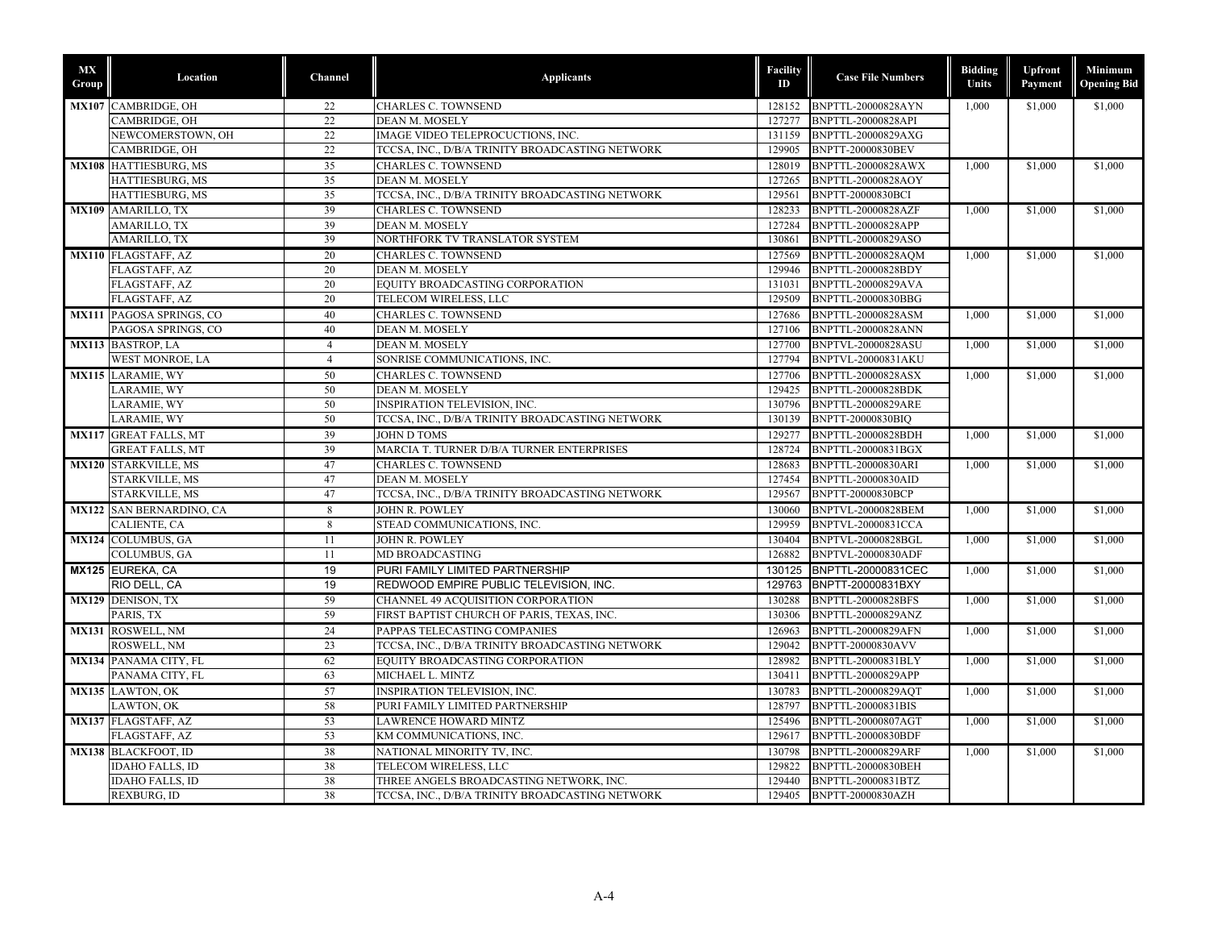| MX Group | Location | Channel | Applicants | Facility ID | Case File Numbers | Bidding Units | Upfront Payment | Minimum Opening Bid |
|---|---|---|---|---|---|---|---|---|
| MX107 | CAMBRIDGE, OH | 22 | CHARLES C. TOWNSEND | 128152 | BNPTTL-20000828AYN | 1,000 | $1,000 | $1,000 |
| | CAMBRIDGE, OH | 22 | DEAN M. MOSELY | 127277 | BNPTTL-20000828API | | | |
| | NEWCOMERSTOWN, OH | 22 | IMAGE VIDEO TELEPROCUCTIONS, INC. | 131159 | BNPTTL-20000829AXG | | | |
| | CAMBRIDGE, OH | 22 | TCCSA, INC., D/B/A TRINITY BROADCASTING NETWORK | 129905 | BNPTT-20000830BEV | | | |
| MX108 | HATTIESBURG, MS | 35 | CHARLES C. TOWNSEND | 128019 | BNPTTL-20000828AWX | 1,000 | $1,000 | $1,000 |
| | HATTIESBURG, MS | 35 | DEAN M. MOSELY | 127265 | BNPTTL-20000828AOY | | | |
| | HATTIESBURG, MS | 35 | TCCSA, INC., D/B/A TRINITY BROADCASTING NETWORK | 129561 | BNPTT-20000830BCI | | | |
| MX109 | AMARILLO, TX | 39 | CHARLES C. TOWNSEND | 128233 | BNPTTL-20000828AZF | 1,000 | $1,000 | $1,000 |
| | AMARILLO, TX | 39 | DEAN M. MOSELY | 127284 | BNPTTL-20000828APP | | | |
| | AMARILLO, TX | 39 | NORTHFORK TV TRANSLATOR SYSTEM | 130861 | BNPTTL-20000829ASO | | | |
| MX110 | FLAGSTAFF, AZ | 20 | CHARLES C. TOWNSEND | 127569 | BNPTTL-20000828AQM | 1,000 | $1,000 | $1,000 |
| | FLAGSTAFF, AZ | 20 | DEAN M. MOSELY | 129946 | BNPTTL-20000828BDY | | | |
| | FLAGSTAFF, AZ | 20 | EQUITY BROADCASTING CORPORATION | 131031 | BNPTTL-20000829AVA | | | |
| | FLAGSTAFF, AZ | 20 | TELECOM WIRELESS, LLC | 129509 | BNPTTL-20000830BBG | | | |
| MX111 | PAGOSA SPRINGS, CO | 40 | CHARLES C. TOWNSEND | 127686 | BNPTTL-20000828ASM | 1,000 | $1,000 | $1,000 |
| | PAGOSA SPRINGS, CO | 40 | DEAN M. MOSELY | 127106 | BNPTTL-20000828ANN | | | |
| MX113 | BASTROP, LA | 4 | DEAN M. MOSELY | 127700 | BNPTVL-20000828ASU | 1,000 | $1,000 | $1,000 |
| | WEST MONROE, LA | 4 | SONRISE COMMUNICATIONS, INC. | 127794 | BNPTVL-20000831AKU | | | |
| MX115 | LARAMIE, WY | 50 | CHARLES C. TOWNSEND | 127706 | BNPTTL-20000828ASX | 1,000 | $1,000 | $1,000 |
| | LARAMIE, WY | 50 | DEAN M. MOSELY | 129425 | BNPTTL-20000828BDK | | | |
| | LARAMIE, WY | 50 | INSPIRATION TELEVISION, INC. | 130796 | BNPTTL-20000829ARE | | | |
| | LARAMIE, WY | 50 | TCCSA, INC., D/B/A TRINITY BROADCASTING NETWORK | 130139 | BNPTT-20000830BIQ | | | |
| MX117 | GREAT FALLS, MT | 39 | JOHN D TOMS | 129277 | BNPTTL-20000828BDH | 1,000 | $1,000 | $1,000 |
| | GREAT FALLS, MT | 39 | MARCIA T. TURNER D/B/A TURNER ENTERPRISES | 128724 | BNPTTL-20000831BGX | | | |
| MX120 | STARKVILLE, MS | 47 | CHARLES C. TOWNSEND | 128683 | BNPTTL-20000830ARI | 1,000 | $1,000 | $1,000 |
| | STARKVILLE, MS | 47 | DEAN M. MOSELY | 127454 | BNPTTL-20000830AID | | | |
| | STARKVILLE, MS | 47 | TCCSA, INC., D/B/A TRINITY BROADCASTING NETWORK | 129567 | BNPTT-20000830BCP | | | |
| MX122 | SAN BERNARDINO, CA | 8 | JOHN R. POWLEY | 130060 | BNPTVL-20000828BEM | 1,000 | $1,000 | $1,000 |
| | CALIENTE, CA | 8 | STEAD COMMUNICATIONS, INC. | 129959 | BNPTVL-20000831CCA | | | |
| MX124 | COLUMBUS, GA | 11 | JOHN R. POWLEY | 130404 | BNPTVL-20000828BGL | 1,000 | $1,000 | $1,000 |
| | COLUMBUS, GA | 11 | MD BROADCASTING | 126882 | BNPTVL-20000830ADF | | | |
| MX125 | EUREKA, CA | 19 | PURI FAMILY LIMITED PARTNERSHIP | 130125 | BNPTTL-20000831CEC | 1,000 | $1,000 | $1,000 |
| | RIO DELL, CA | 19 | REDWOOD EMPIRE PUBLIC TELEVISION, INC. | 129763 | BNPTT-20000831BXY | | | |
| MX129 | DENISON, TX | 59 | CHANNEL 49 ACQUISITION CORPORATION | 130288 | BNPTTL-20000828BFS | 1,000 | $1,000 | $1,000 |
| | PARIS, TX | 59 | FIRST BAPTIST CHURCH OF PARIS, TEXAS, INC. | 130306 | BNPTTL-20000829ANZ | | | |
| MX131 | ROSWELL, NM | 24 | PAPPAS TELECASTING COMPANIES | 126963 | BNPTTL-20000829AFN | 1,000 | $1,000 | $1,000 |
| | ROSWELL, NM | 23 | TCCSA, INC., D/B/A TRINITY BROADCASTING NETWORK | 129042 | BNPTT-20000830AVV | | | |
| MX134 | PANAMA CITY, FL | 62 | EQUITY BROADCASTING CORPORATION | 128982 | BNPTTL-20000831BLY | 1,000 | $1,000 | $1,000 |
| | PANAMA CITY, FL | 63 | MICHAEL L. MINTZ | 130411 | BNPTTL-20000829APP | | | |
| MX135 | LAWTON, OK | 57 | INSPIRATION TELEVISION, INC. | 130783 | BNPTTL-20000829AQT | 1,000 | $1,000 | $1,000 |
| | LAWTON, OK | 58 | PURI FAMILY LIMITED PARTNERSHIP | 128797 | BNPTTL-20000831BIS | | | |
| MX137 | FLAGSTAFF, AZ | 53 | LAWRENCE HOWARD MINTZ | 125496 | BNPTTL-20000807AGT | 1,000 | $1,000 | $1,000 |
| | FLAGSTAFF, AZ | 53 | KM COMMUNICATIONS, INC. | 129617 | BNPTTL-20000830BDF | | | |
| MX138 | BLACKFOOT, ID | 38 | NATIONAL MINORITY TV, INC. | 130798 | BNPTTL-20000829ARF | 1,000 | $1,000 | $1,000 |
| | IDAHO FALLS, ID | 38 | TELECOM WIRELESS, LLC | 129822 | BNPTTL-20000830BEH | | | |
| | IDAHO FALLS, ID | 38 | THREE ANGELS BROADCASTING NETWORK, INC. | 129440 | BNPTTL-20000831BTZ | | | |
| | REXBURG, ID | 38 | TCCSA, INC., D/B/A TRINITY BROADCASTING NETWORK | 129405 | BNPTT-20000830AZH | | | |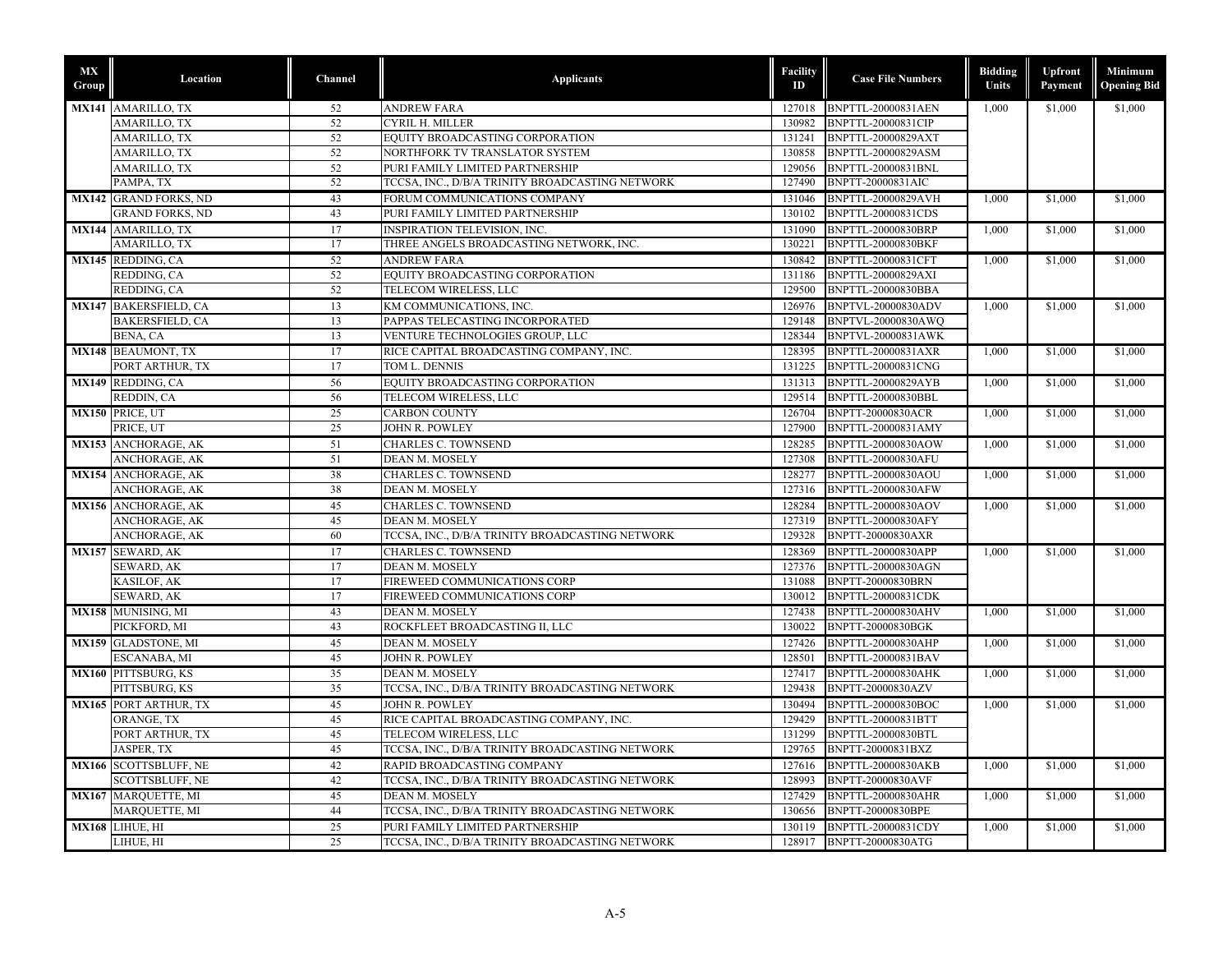| MX Group | Location | Channel | Applicants | Facility ID | Case File Numbers | Bidding Units | Upfront Payment | Minimum Opening Bid |
|---|---|---|---|---|---|---|---|---|
| MX141 | AMARILLO, TX | 52 | ANDREW FARA | 127018 | BNPTTL-20000831AEN | 1,000 | $1,000 | $1,000 |
| | AMARILLO, TX | 52 | CYRIL H. MILLER | 130982 | BNPTTL-20000831CIP | | | |
| | AMARILLO, TX | 52 | EQUITY BROADCASTING CORPORATION | 131241 | BNPTTL-20000829AXT | | | |
| | AMARILLO, TX | 52 | NORTHFORK TV TRANSLATOR SYSTEM | 130858 | BNPTTL-20000829ASM | | | |
| | AMARILLO, TX | 52 | PURI FAMILY LIMITED PARTNERSHIP | 129056 | BNPTTL-20000831BNL | | | |
| | PAMPA, TX | 52 | TCCSA, INC., D/B/A TRINITY BROADCASTING NETWORK | 127490 | BNPTT-20000831AIC | | | |
| MX142 | GRAND FORKS, ND | 43 | FORUM COMMUNICATIONS COMPANY | 131046 | BNPTTL-20000829AVH | 1,000 | $1,000 | $1,000 |
| | GRAND FORKS, ND | 43 | PURI FAMILY LIMITED PARTNERSHIP | 130102 | BNPTTL-20000831CDS | | | |
| MX144 | AMARILLO, TX | 17 | INSPIRATION TELEVISION, INC. | 131090 | BNPTTL-20000830BRP | 1,000 | $1,000 | $1,000 |
| | AMARILLO, TX | 17 | THREE ANGELS BROADCASTING NETWORK, INC. | 130221 | BNPTTL-20000830BKF | | | |
| MX145 | REDDING, CA | 52 | ANDREW FARA | 130842 | BNPTTL-20000831CFT | 1,000 | $1,000 | $1,000 |
| | REDDING, CA | 52 | EQUITY BROADCASTING CORPORATION | 131186 | BNPTTL-20000829AXI | | | |
| | REDDING, CA | 52 | TELECOM WIRELESS, LLC | 129500 | BNPTTL-20000830BBA | | | |
| MX147 | BAKERSFIELD, CA | 13 | KM COMMUNICATIONS, INC. | 126976 | BNPTVL-20000830ADV | 1,000 | $1,000 | $1,000 |
| | BAKERSFIELD, CA | 13 | PAPPAS TELECASTING INCORPORATED | 129148 | BNPTVL-20000830AWQ | | | |
| | BENA, CA | 13 | VENTURE TECHNOLOGIES GROUP, LLC | 128344 | BNPTVL-20000831AWK | | | |
| MX148 | BEAUMONT, TX | 17 | RICE CAPITAL BROADCASTING COMPANY, INC. | 128395 | BNPTTL-20000831AXR | 1,000 | $1,000 | $1,000 |
| | PORT ARTHUR, TX | 17 | TOM L. DENNIS | 131225 | BNPTTL-20000831CNG | | | |
| MX149 | REDDING, CA | 56 | EQUITY BROADCASTING CORPORATION | 131313 | BNPTTL-20000829AYB | 1,000 | $1,000 | $1,000 |
| | REDDIN, CA | 56 | TELECOM WIRELESS, LLC | 129514 | BNPTTL-20000830BBL | | | |
| MX150 | PRICE, UT | 25 | CARBON COUNTY | 126704 | BNPTT-20000830ACR | 1,000 | $1,000 | $1,000 |
| | PRICE, UT | 25 | JOHN R. POWLEY | 127900 | BNPTTL-20000831AMY | | | |
| MX153 | ANCHORAGE, AK | 51 | CHARLES C. TOWNSEND | 128285 | BNPTTL-20000830AOW | 1,000 | $1,000 | $1,000 |
| | ANCHORAGE, AK | 51 | DEAN M. MOSELY | 127308 | BNPTTL-20000830AFU | | | |
| MX154 | ANCHORAGE, AK | 38 | CHARLES C. TOWNSEND | 128277 | BNPTTL-20000830AOU | 1,000 | $1,000 | $1,000 |
| | ANCHORAGE, AK | 38 | DEAN M. MOSELY | 127316 | BNPTTL-20000830AFW | | | |
| MX156 | ANCHORAGE, AK | 45 | CHARLES C. TOWNSEND | 128284 | BNPTTL-20000830AOV | 1,000 | $1,000 | $1,000 |
| | ANCHORAGE, AK | 45 | DEAN M. MOSELY | 127319 | BNPTTL-20000830AFY | | | |
| | ANCHORAGE, AK | 60 | TCCSA, INC., D/B/A TRINITY BROADCASTING NETWORK | 129328 | BNPTT-20000830AXR | | | |
| MX157 | SEWARD, AK | 17 | CHARLES C. TOWNSEND | 128369 | BNPTTL-20000830APP | 1,000 | $1,000 | $1,000 |
| | SEWARD, AK | 17 | DEAN M. MOSELY | 127376 | BNPTTL-20000830AGN | | | |
| | KASILOF, AK | 17 | FIREWEED COMMUNICATIONS CORP | 131088 | BNPTT-20000830BRN | | | |
| | SEWARD, AK | 17 | FIREWEED COMMUNICATIONS CORP | 130012 | BNPTTL-20000831CDK | | | |
| MX158 | MUNISING, MI | 43 | DEAN M. MOSELY | 127438 | BNPTTL-20000830AHV | 1,000 | $1,000 | $1,000 |
| | PICKFORD, MI | 43 | ROCKFLEET BROADCASTING II, LLC | 130022 | BNPTT-20000830BGK | | | |
| MX159 | GLADSTONE, MI | 45 | DEAN M. MOSELY | 127426 | BNPTTL-20000830AHP | 1,000 | $1,000 | $1,000 |
| | ESCANABA, MI | 45 | JOHN R. POWLEY | 128501 | BNPTTL-20000831BAV | | | |
| MX160 | PITTSBURG, KS | 35 | DEAN M. MOSELY | 127417 | BNPTTL-20000830AHK | 1,000 | $1,000 | $1,000 |
| | PITTSBURG, KS | 35 | TCCSA, INC., D/B/A TRINITY BROADCASTING NETWORK | 129438 | BNPTT-20000830AZV | | | |
| MX165 | PORT ARTHUR, TX | 45 | JOHN R. POWLEY | 130494 | BNPTTL-20000830BOC | 1,000 | $1,000 | $1,000 |
| | ORANGE, TX | 45 | RICE CAPITAL BROADCASTING COMPANY, INC. | 129429 | BNPTTL-20000831BTT | | | |
| | PORT ARTHUR, TX | 45 | TELECOM WIRELESS, LLC | 131299 | BNPTTL-20000830BTL | | | |
| | JASPER, TX | 45 | TCCSA, INC., D/B/A TRINITY BROADCASTING NETWORK | 129765 | BNPTT-20000831BXZ | | | |
| MX166 | SCOTTSBLUFF, NE | 42 | RAPID BROADCASTING COMPANY | 127616 | BNPTTL-20000830AKB | 1,000 | $1,000 | $1,000 |
| | SCOTTSBLUFF, NE | 42 | TCCSA, INC., D/B/A TRINITY BROADCASTING NETWORK | 128993 | BNPTT-20000830AVF | | | |
| MX167 | MARQUETTE, MI | 45 | DEAN M. MOSELY | 127429 | BNPTTL-20000830AHR | 1,000 | $1,000 | $1,000 |
| | MARQUETTE, MI | 44 | TCCSA, INC., D/B/A TRINITY BROADCASTING NETWORK | 130656 | BNPTT-20000830BPE | | | |
| MX168 | LIHUE, HI | 25 | PURI FAMILY LIMITED PARTNERSHIP | 130119 | BNPTTL-20000831CDY | 1,000 | $1,000 | $1,000 |
| | LIHUE, HI | 25 | TCCSA, INC., D/B/A TRINITY BROADCASTING NETWORK | 128917 | BNPTT-20000830ATG | | | |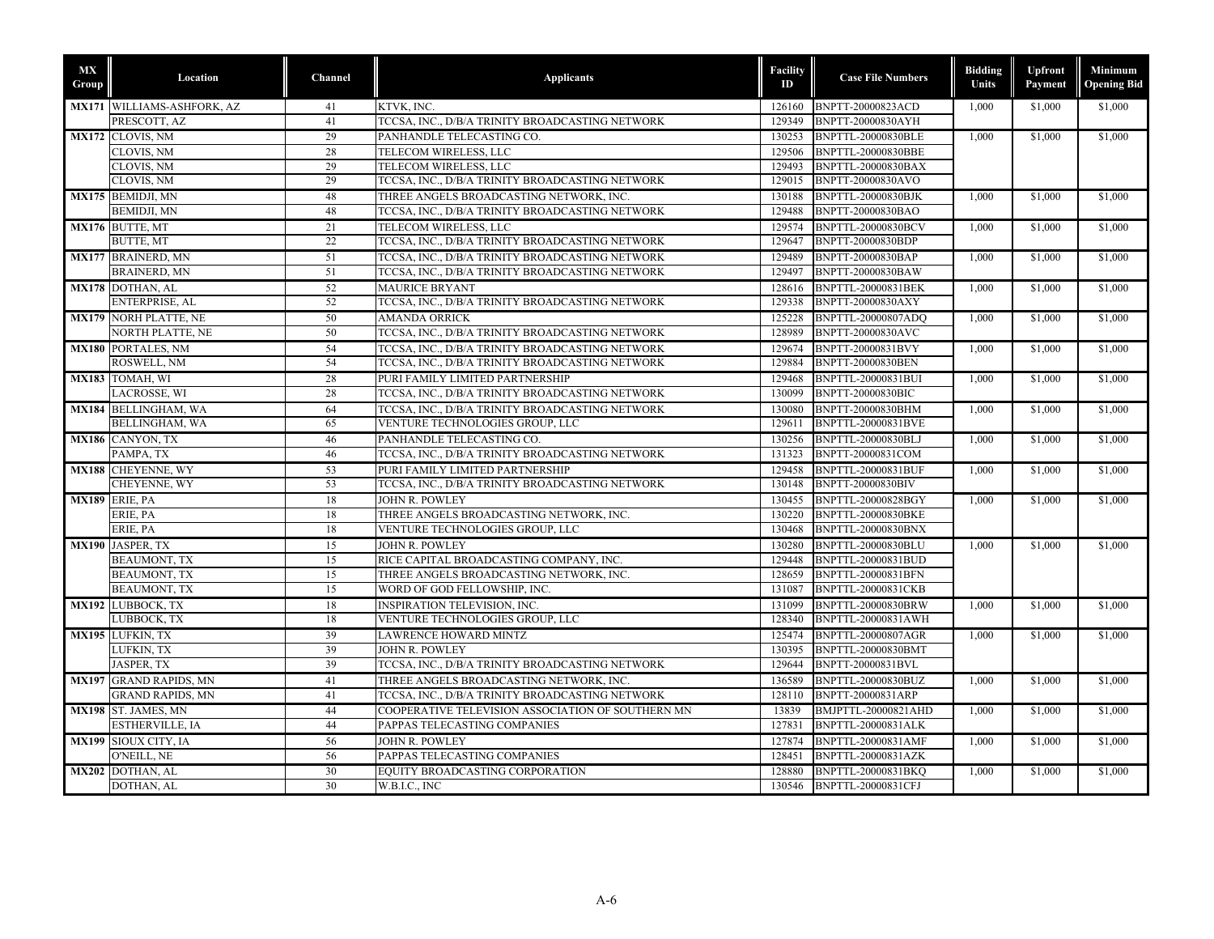| MX Group | Location | Channel | Applicants | Facility ID | Case File Numbers | Bidding Units | Upfront Payment | Minimum Opening Bid |
|---|---|---|---|---|---|---|---|---|
| **MX171** | WILLIAMS-ASHFORK, AZ | 41 | KTVK, INC. | 126160 | BNPTT-20000823ACD | 1,000 | $1,000 | $1,000 |
| | PRESCOTT, AZ | 41 | TCCSA, INC., D/B/A TRINITY BROADCASTING NETWORK | 129349 | BNPTT-20000830AYH | | | |
| **MX172** | CLOVIS, NM | 29 | PANHANDLE TELECASTING CO. | 130253 | BNPTTL-20000830BLE | 1,000 | $1,000 | $1,000 |
| | CLOVIS, NM | 28 | TELECOM WIRELESS, LLC | 129506 | BNPTTL-20000830BBE | | | |
| | CLOVIS, NM | 29 | TELECOM WIRELESS, LLC | 129493 | BNPTTL-20000830BAX | | | |
| | CLOVIS, NM | 29 | TCCSA, INC., D/B/A TRINITY BROADCASTING NETWORK | 129015 | BNPTT-20000830AVO | | | |
| **MX175** | BEMIDJI, MN | 48 | THREE ANGELS BROADCASTING NETWORK, INC. | 130188 | BNPTTL-20000830BJK | 1,000 | $1,000 | $1,000 |
| | BEMIDJI, MN | 48 | TCCSA, INC., D/B/A TRINITY BROADCASTING NETWORK | 129488 | BNPTT-20000830BAO | | | |
| **MX176** | BUTTE, MT | 21 | TELECOM WIRELESS, LLC | 129574 | BNPTTL-20000830BCV | 1,000 | $1,000 | $1,000 |
| | BUTTE, MT | 22 | TCCSA, INC., D/B/A TRINITY BROADCASTING NETWORK | 129647 | BNPTT-20000830BDP | | | |
| **MX177** | BRAINERD, MN | 51 | TCCSA, INC., D/B/A TRINITY BROADCASTING NETWORK | 129489 | BNPTT-20000830BAP | 1,000 | $1,000 | $1,000 |
| | BRAINERD, MN | 51 | TCCSA, INC., D/B/A TRINITY BROADCASTING NETWORK | 129497 | BNPTT-20000830BAW | | | |
| **MX178** | DOTHAN, AL | 52 | MAURICE BRYANT | 128616 | BNPTTL-20000831BEK | 1,000 | $1,000 | $1,000 |
| | ENTERPRISE, AL | 52 | TCCSA, INC., D/B/A TRINITY BROADCASTING NETWORK | 129338 | BNPTT-20000830AXY | | | |
| **MX179** | NORH PLATTE, NE | 50 | AMANDA ORRICK | 125228 | BNPTTL-20000807ADQ | 1,000 | $1,000 | $1,000 |
| | NORTH PLATTE, NE | 50 | TCCSA, INC., D/B/A TRINITY BROADCASTING NETWORK | 128989 | BNPTT-20000830AVC | | | |
| **MX180** | PORTALES, NM | 54 | TCCSA, INC., D/B/A TRINITY BROADCASTING NETWORK | 129674 | BNPTT-20000831BVY | 1,000 | $1,000 | $1,000 |
| | ROSWELL, NM | 54 | TCCSA, INC., D/B/A TRINITY BROADCASTING NETWORK | 129884 | BNPTT-20000830BEN | | | |
| **MX183** | TOMAH, WI | 28 | PURI FAMILY LIMITED PARTNERSHIP | 129468 | BNPTTL-20000831BUI | 1,000 | $1,000 | $1,000 |
| | LACROSSE, WI | 28 | TCCSA, INC., D/B/A TRINITY BROADCASTING NETWORK | 130099 | BNPTT-20000830BIC | | | |
| **MX184** | BELLINGHAM, WA | 64 | TCCSA, INC., D/B/A TRINITY BROADCASTING NETWORK | 130080 | BNPTT-20000830BHM | 1,000 | $1,000 | $1,000 |
| | BELLINGHAM, WA | 65 | VENTURE TECHNOLOGIES GROUP, LLC | 129611 | BNPTTL-20000831BVE | | | |
| **MX186** | CANYON, TX | 46 | PANHANDLE TELECASTING CO. | 130256 | BNPTTL-20000830BLJ | 1,000 | $1,000 | $1,000 |
| | PAMPA, TX | 46 | TCCSA, INC., D/B/A TRINITY BROADCASTING NETWORK | 131323 | BNPTT-20000831COM | | | |
| **MX188** | CHEYENNE, WY | 53 | PURI FAMILY LIMITED PARTNERSHIP | 129458 | BNPTTL-20000831BUF | 1,000 | $1,000 | $1,000 |
| | CHEYENNE, WY | 53 | TCCSA, INC., D/B/A TRINITY BROADCASTING NETWORK | 130148 | BNPTT-20000830BIV | | | |
| **MX189** | ERIE, PA | 18 | JOHN R. POWLEY | 130455 | BNPTTL-20000828BGY | 1,000 | $1,000 | $1,000 |
| | ERIE, PA | 18 | THREE ANGELS BROADCASTING NETWORK, INC. | 130220 | BNPTTL-20000830BKE | | | |
| | ERIE, PA | 18 | VENTURE TECHNOLOGIES GROUP, LLC | 130468 | BNPTTL-20000830BNX | | | |
| **MX190** | JASPER, TX | 15 | JOHN R. POWLEY | 130280 | BNPTTL-20000830BLU | 1,000 | $1,000 | $1,000 |
| | BEAUMONT, TX | 15 | RICE CAPITAL BROADCASTING COMPANY, INC. | 129448 | BNPTTL-20000831BUD | | | |
| | BEAUMONT, TX | 15 | THREE ANGELS BROADCASTING NETWORK, INC. | 128659 | BNPTTL-20000831BFN | | | |
| | BEAUMONT, TX | 15 | WORD OF GOD FELLOWSHIP, INC. | 131087 | BNPTTL-20000831CKB | | | |
| **MX192** | LUBBOCK, TX | 18 | INSPIRATION TELEVISION, INC. | 131099 | BNPTTL-20000830BRW | 1,000 | $1,000 | $1,000 |
| | LUBBOCK, TX | 18 | VENTURE TECHNOLOGIES GROUP, LLC | 128340 | BNPTTL-20000831AWH | | | |
| **MX195** | LUFKIN, TX | 39 | LAWRENCE HOWARD MINTZ | 125474 | BNPTTL-20000807AGR | 1,000 | $1,000 | $1,000 |
| | LUFKIN, TX | 39 | JOHN R. POWLEY | 130395 | BNPTTL-20000830BMT | | | |
| | JASPER, TX | 39 | TCCSA, INC., D/B/A TRINITY BROADCASTING NETWORK | 129644 | BNPTT-20000831BVL | | | |
| **MX197** | GRAND RAPIDS, MN | 41 | THREE ANGELS BROADCASTING NETWORK, INC. | 136589 | BNPTTL-20000830BUZ | 1,000 | $1,000 | $1,000 |
| | GRAND RAPIDS, MN | 41 | TCCSA, INC., D/B/A TRINITY BROADCASTING NETWORK | 128110 | BNPTT-20000831ARP | | | |
| **MX198** | ST. JAMES, MN | 44 | COOPERATIVE TELEVISION ASSOCIATION OF SOUTHERN MN | 13839 | BMJPTTL-20000821AHD | 1,000 | $1,000 | $1,000 |
| | ESTHERVILLE, IA | 44 | PAPPAS TELECASTING COMPANIES | 127831 | BNPTTL-20000831ALK | | | |
| **MX199** | SIOUX CITY, IA | 56 | JOHN R. POWLEY | 127874 | BNPTTL-20000831AMF | 1,000 | $1,000 | $1,000 |
| | O'NEILL, NE | 56 | PAPPAS TELECASTING COMPANIES | 128451 | BNPTTL-20000831AZK | | | |
| **MX202** | DOTHAN, AL | 30 | EQUITY BROADCASTING CORPORATION | 128880 | BNPTTL-20000831BKQ | 1,000 | $1,000 | $1,000 |
| | DOTHAN, AL | 30 | W.B.I.C., INC | 130546 | BNPTTL-20000831CFJ | | | |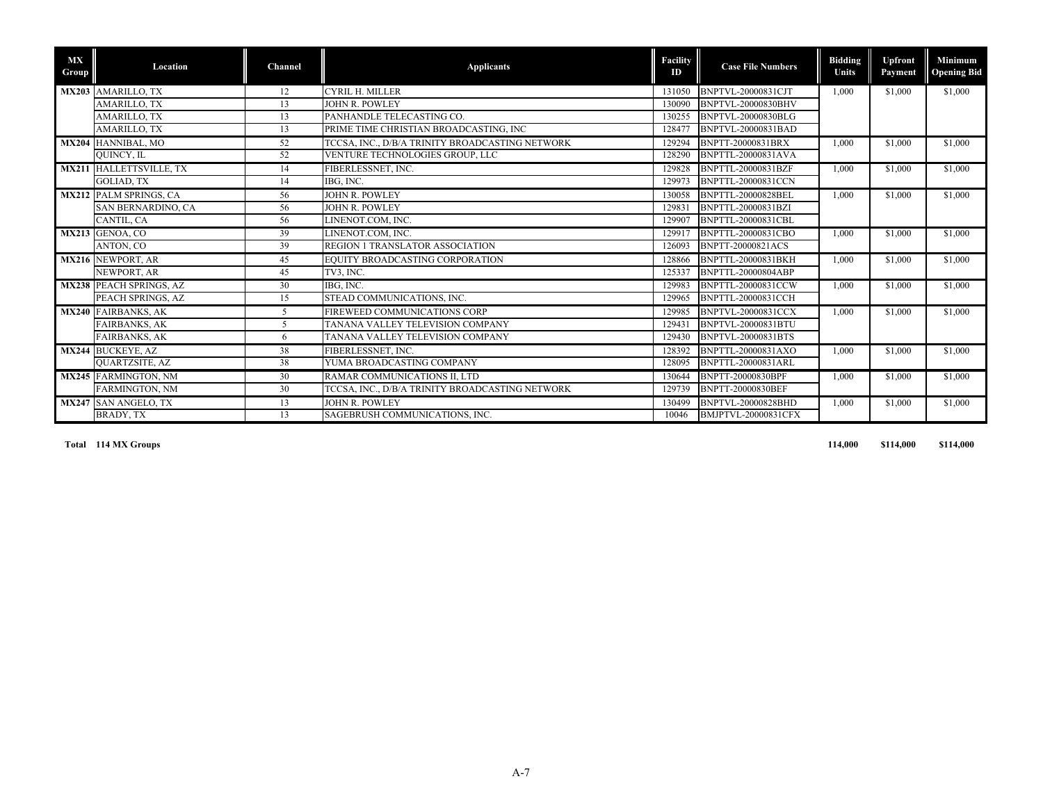| MX Group | Location | Channel | Applicants | Facility ID | Case File Numbers | Bidding Units | Upfront Payment | Minimum Opening Bid |
|---|---|---|---|---|---|---|---|---|
| MX203 | AMARILLO, TX | 12 | CYRIL H. MILLER | 131050 | BNPTVL-20000831CJT | 1,000 | $1,000 | $1,000 |
| | AMARILLO, TX | 13 | JOHN R. POWLEY | 130090 | BNPTVL-20000830BHV | | | |
| | AMARILLO, TX | 13 | PANHANDLE TELECASTING CO. | 130255 | BNPTVL-20000830BLG | | | |
| | AMARILLO, TX | 13 | PRIME TIME CHRISTIAN BROADCASTING, INC | 128477 | BNPTVL-20000831BAD | | | |
| MX204 | HANNIBAL, MO | 52 | TCCSA, INC., D/B/A TRINITY BROADCASTING NETWORK | 129294 | BNPTT-20000831BRX | 1,000 | $1,000 | $1,000 |
| | QUINCY, IL | 52 | VENTURE TECHNOLOGIES GROUP, LLC | 128290 | BNPTTL-20000831AVA | | | |
| MX211 | HALLETTSVILLE, TX | 14 | FIBERLESSNET, INC. | 129828 | BNPTTL-20000831BZF | 1,000 | $1,000 | $1,000 |
| | GOLIAD, TX | 14 | IBG, INC. | 129973 | BNPTTL-20000831CCN | | | |
| MX212 | PALM SPRINGS, CA | 56 | JOHN R. POWLEY | 130058 | BNPTTL-20000828BEL | 1,000 | $1,000 | $1,000 |
| | SAN BERNARDINO, CA | 56 | JOHN R. POWLEY | 129831 | BNPTTL-20000831BZI | | | |
| | CANTIL, CA | 56 | LINENOT.COM, INC. | 129907 | BNPTTL-20000831CBL | | | |
| MX213 | GENOA, CO | 39 | LINENOT.COM, INC. | 129917 | BNPTTL-20000831CBO | 1,000 | $1,000 | $1,000 |
| | ANTON, CO | 39 | REGION 1 TRANSLATOR ASSOCIATION | 126093 | BNPTT-20000821ACS | | | |
| MX216 | NEWPORT, AR | 45 | EQUITY BROADCASTING CORPORATION | 128866 | BNPTTL-20000831BKH | 1,000 | $1,000 | $1,000 |
| | NEWPORT, AR | 45 | TV3, INC. | 125337 | BNPTTL-20000804ABP | | | |
| MX238 | PEACH SPRINGS, AZ | 30 | IBG, INC. | 129983 | BNPTTL-20000831CCW | 1,000 | $1,000 | $1,000 |
| | PEACH SPRINGS, AZ | 15 | STEAD COMMUNICATIONS, INC. | 129965 | BNPTTL-20000831CCH | | | |
| MX240 | FAIRBANKS, AK | 5 | FIREWEED COMMUNICATIONS CORP | 129985 | BNPTVL-20000831CCX | 1,000 | $1,000 | $1,000 |
| | FAIRBANKS, AK | 5 | TANANA VALLEY TELEVISION COMPANY | 129431 | BNPTVL-20000831BTU | | | |
| | FAIRBANKS, AK | 6 | TANANA VALLEY TELEVISION COMPANY | 129430 | BNPTVL-20000831BTS | | | |
| MX244 | BUCKEYE, AZ | 38 | FIBERLESSNET, INC. | 128392 | BNPTTL-20000831AXO | 1,000 | $1,000 | $1,000 |
| | QUARTZSITE, AZ | 38 | YUMA BROADCASTING COMPANY | 128095 | BNPTTL-20000831ARL | | | |
| MX245 | FARMINGTON, NM | 30 | RAMAR COMMUNICATIONS II, LTD | 130644 | BNPTT-20000830BPF | 1,000 | $1,000 | $1,000 |
| | FARMINGTON, NM | 30 | TCCSA, INC., D/B/A TRINITY BROADCASTING NETWORK | 129739 | BNPTT-20000830BEF | | | |
| MX247 | SAN ANGELO, TX | 13 | JOHN R. POWLEY | 130499 | BNPTVL-20000828BHD | 1,000 | $1,000 | $1,000 |
| | BRADY, TX | 13 | SAGEBRUSH COMMUNICATIONS, INC. | 10046 | BMJPTVL-20000831CFX | | | |

**Total 114 MX Groups** **114,000** **$114,000** **$114,000**